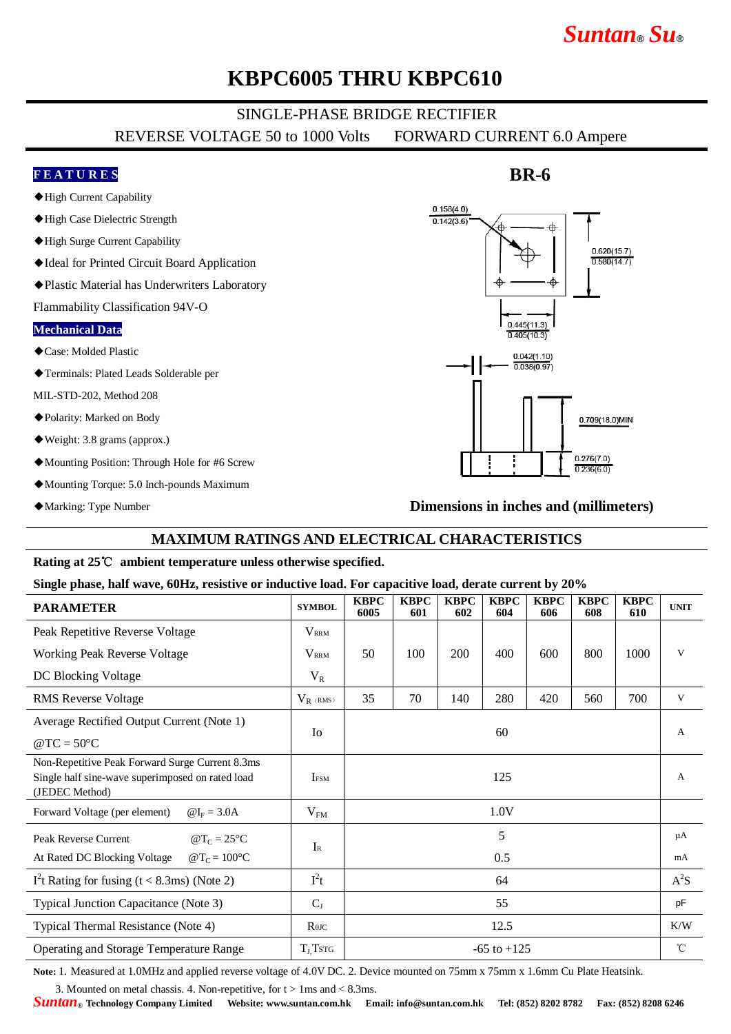# KBPC6005 THRU KBPC610

## SINGLE-PHASE BRIDGE RECTIFIER

REVERSE VOLTAGE 50 to 1000 Volts FORWARD CURRENT 6.0 Ampere

### FEATURES

- ◆High Current Capability
- ◆High Case Dielectric Strength
- ◆High Surge Current Capability
- ◆Ideal for Printed Circuit Board Application
- ◆Plastic Material has Underwriters Laboratory Flammability Classification 94V-O

### Mechanical Data

- ◆Case: Molded Plastic
- ◆Terminals: Plated Leads Solderable per MIL-STD-202, Method 208
- ◆Polarity: Marked on Body
- ◆Weight: 3.8 grams (approx.)
- ◆Mounting Position: Through Hole for #6 Screw
- ◆Mounting Torque: 5.0 Inch-pounds Maximum
- ◆Marking: Type Number

### BR-6

0.158(4.0) / 0.142(3.6)
0.620(15.7) / 0.580(14.7)
0.445(11.3) / 0.405(10.3)
0.042(1.10) / 0.038(0.97)
0.709(18.0)MIN
0.276(7.0) / 0.236(6.0)

**Dimensions in inches and (millimeters)**

## MAXIMUM RATINGS AND ELECTRICAL CHARACTERISTICS

**Rating at 25℃ ambient temperature unless otherwise specified.**

**Single phase, half wave, 60Hz, resistive or inductive load. For capacitive load, derate current by 20%**

| PARAMETER | SYMBOL | KBPC 6005 | KBPC 601 | KBPC 602 | KBPC 604 | KBPC 606 | KBPC 608 | KBPC 610 | UNIT |
|---|---|---|---|---|---|---|---|---|---|
| Peak Repetitive Reverse Voltage<br>Working Peak Reverse Voltage<br>DC Blocking Voltage | $V_{RRM}$<br>$V_{RRM}$<br>$V_R$ | 50 | 100 | 200 | 400 | 600 | 800 | 1000 | V |
| RMS Reverse Voltage | $V_{R(RMS)}$ | 35 | 70 | 140 | 280 | 420 | 560 | 700 | V |
| Average Rectified Output Current (Note 1) @TC = 50°C | Io | 60 | | | | | | | A |
| Non-Repetitive Peak Forward Surge Current 8.3ms Single half sine-wave superimposed on rated load (JEDEC Method) | $I_{FSM}$ | 125 | | | | | | | A |
| Forward Voltage (per element) @$I_F$ = 3.0A | $V_{FM}$ | 1.0V | | | | | | | |
| Peak Reverse Current @$T_C$ = 25°C<br>At Rated DC Blocking Voltage @$T_C$ = 100°C | $I_R$ | 5<br>0.5 | | | | | | | µA<br>mA |
| $I^2t$ Rating for fusing (t < 8.3ms) (Note 2) | $I^2t$ | 64 | | | | | | | $A^2S$ |
| Typical Junction Capacitance (Note 3) | $C_J$ | 55 | | | | | | | pF |
| Typical Thermal Resistance (Note 4) | $R_{θJC}$ | 12.5 | | | | | | | K/W |
| Operating and Storage Temperature Range | $T_J$,$T_{STG}$ | -65 to +125 | | | | | | | ℃ |

**Note:** 1. Measured at 1.0MHz and applied reverse voltage of 4.0V DC. 2. Device mounted on 75mm x 75mm x 1.6mm Cu Plate Heatsink.
3. Mounted on metal chassis. 4. Non-repetitive, for t > 1ms and < 8.3ms.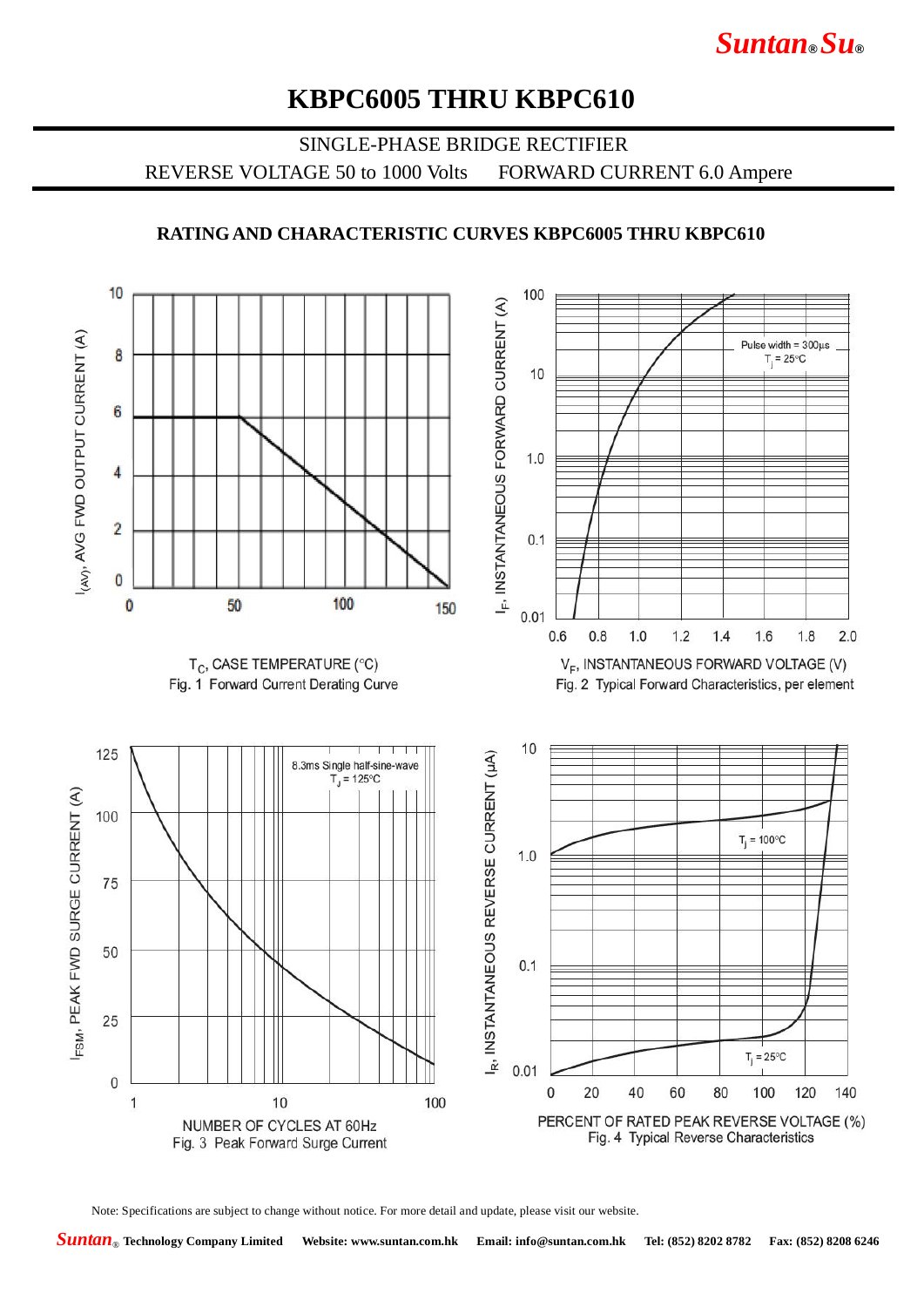# KBPC6005 THRU KBPC610

SINGLE-PHASE BRIDGE RECTIFIER

REVERSE VOLTAGE 50 to 1000 Volts FORWARD CURRENT 6.0 Ampere

## RATING AND CHARACTERISTIC CURVES KBPC6005 THRU KBPC610

$I_{(AV)}$, AVG FWD OUTPUT CURRENT (A)

10
8
6
4
2
0

0 50 100 150

$T_C$, CASE TEMPERATURE (°C)

Fig. 1 Forward Current Derating Curve

$I_F$, INSTANTANEOUS FORWARD CURRENT (A)

100
10
1.0
0.1
0.01

Pulse width = 300µs
$T_j$ = 25°C

0.6 0.8 1.0 1.2 1.4 1.6 1.8 2.0

$V_F$, INSTANTANEOUS FORWARD VOLTAGE (V)

Fig. 2 Typical Forward Characteristics, per element

$I_{FSM}$, PEAK FWD SURGE CURRENT (A)

125
100
75
50
25
0

8.3ms Single half-sine-wave
$T_J$ = 125°C

1 10 100

NUMBER OF CYCLES AT 60Hz

Fig. 3 Peak Forward Surge Current

$I_R$, INSTANTANEOUS REVERSE CURRENT (µA)

10
1.0
0.1
0.01

$T_j$ = 100°C

$T_j$ = 25°C

0 20 40 60 80 100 120 140

PERCENT OF RATED PEAK REVERSE VOLTAGE (%)

Fig. 4 Typical Reverse Characteristics

Note: Specifications are subject to change without notice. For more detail and update, please visit our website.

Suntan® Technology Company Limited Website: www.suntan.com.hk Email: info@suntan.com.hk Tel: (852) 8202 8782 Fax: (852) 8208 6246